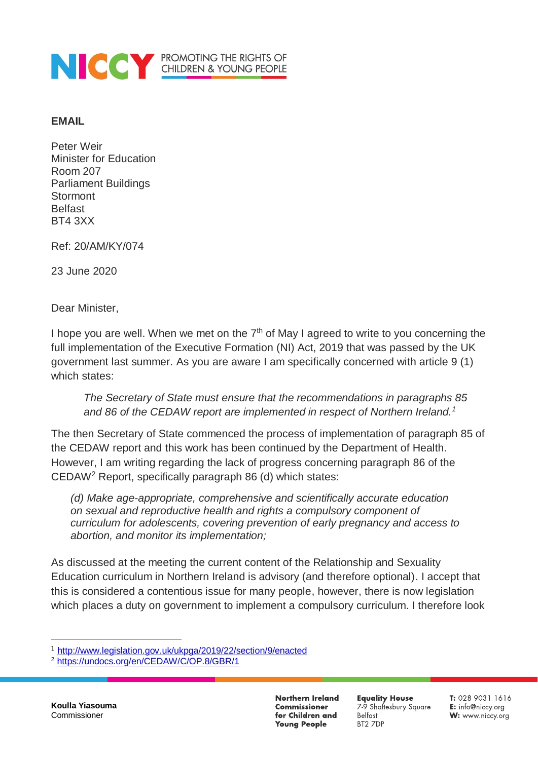**EMAIL**

Peter Weir
Minister for Education
Room 207
Parliament Buildings
Stormont
Belfast
BT4 3XX

Ref: 20/AM/KY/074

23 June 2020

Dear Minister,

I hope you are well. When we met on the 7th of May I agreed to write to you concerning the full implementation of the Executive Formation (NI) Act, 2019 that was passed by the UK government last summer. As you are aware I am specifically concerned with article 9 (1) which states:

> *The Secretary of State must ensure that the recommendations in paragraphs 85 and 86 of the CEDAW report are implemented in respect of Northern Ireland.*[1]

The then Secretary of State commenced the process of implementation of paragraph 85 of the CEDAW report and this work has been continued by the Department of Health. However, I am writing regarding the lack of progress concerning paragraph 86 of the CEDAW[2] Report, specifically paragraph 86 (d) which states:

> *(d) Make age-appropriate, comprehensive and scientifically accurate education on sexual and reproductive health and rights a compulsory component of curriculum for adolescents, covering prevention of early pregnancy and access to abortion, and monitor its implementation;*

As discussed at the meeting the current content of the Relationship and Sexuality Education curriculum in Northern Ireland is advisory (and therefore optional). I accept that this is considered a contentious issue for many people, however, there is now legislation which places a duty on government to implement a compulsory curriculum. I therefore look

---

[1] http://www.legislation.gov.uk/ukpga/2019/22/section/9/enacted

[2] https://undocs.org/en/CEDAW/C/OP.8/GBR/1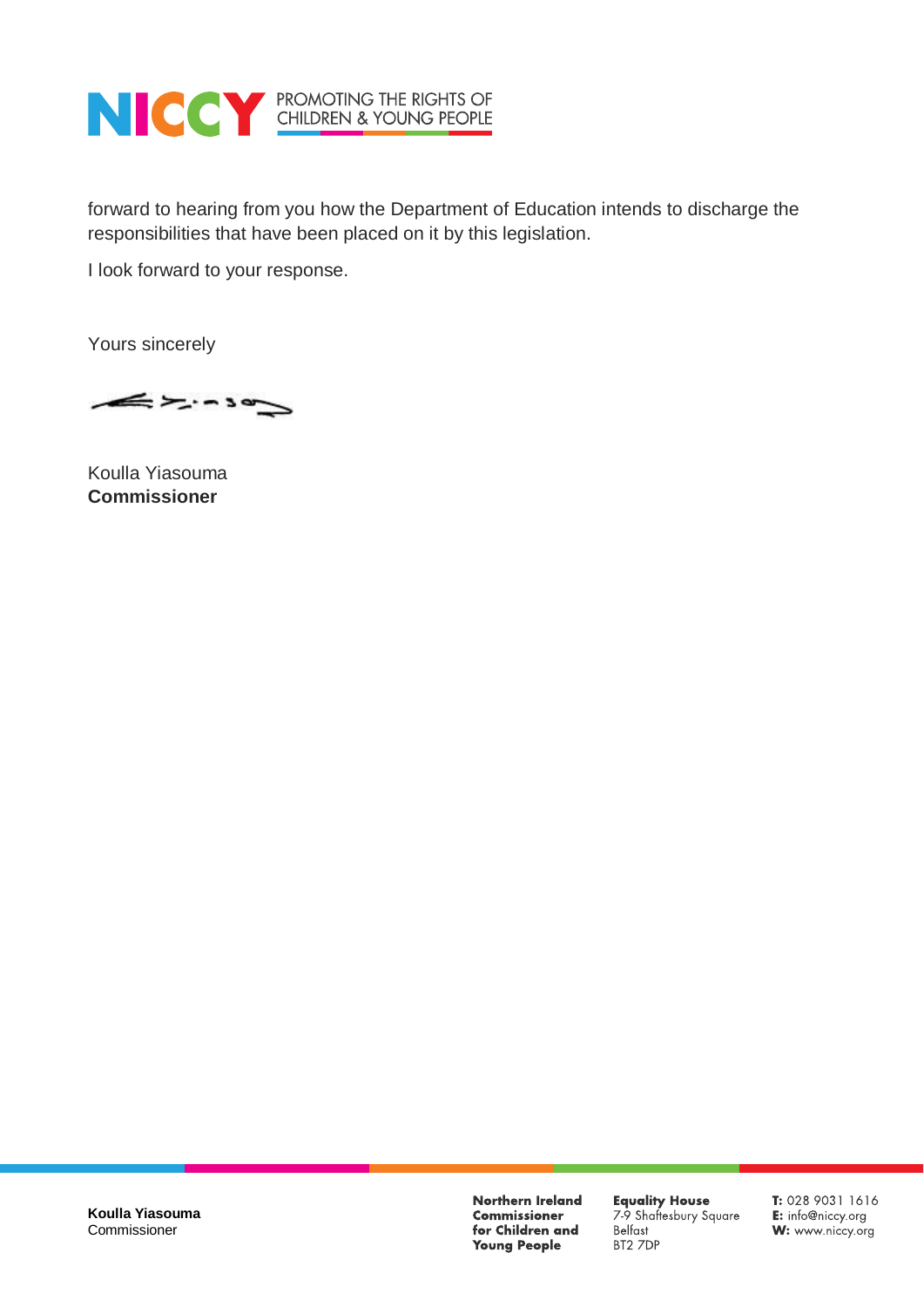forward to hearing from you how the Department of Education intends to discharge the responsibilities that have been placed on it by this legislation.

I look forward to your response.

Yours sincerely

Koulla Yiasouma
**Commissioner**